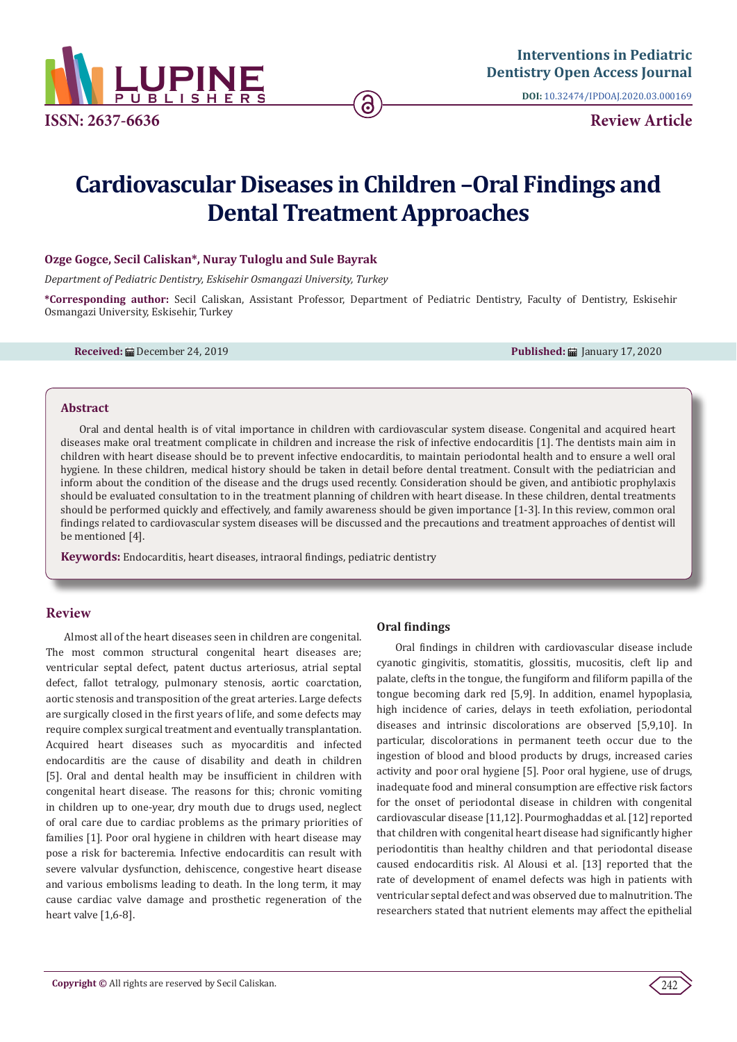# Cardiovascular Diseases in Children –Oral Findings and Dental Treatment Approaches

**Ozge Gogce, Secil Caliskan*, Nuray Tuloglu and Sule Bayrak**

*Department of Pediatric Dentistry, Eskisehir Osmangazi University, Turkey*

**\*Corresponding author:** Secil Caliskan, Assistant Professor, Department of Pediatric Dentistry, Faculty of Dentistry, Eskisehir Osmangazi University, Eskisehir, Turkey

**Received:** December 24, 2019 **Published:** January 17, 2020

## Abstract

Oral and dental health is of vital importance in children with cardiovascular system disease. Congenital and acquired heart diseases make oral treatment complicate in children and increase the risk of infective endocarditis [1]. The dentists main aim in children with heart disease should be to prevent infective endocarditis, to maintain periodontal health and to ensure a well oral hygiene. In these children, medical history should be taken in detail before dental treatment. Consult with the pediatrician and inform about the condition of the disease and the drugs used recently. Consideration should be given, and antibiotic prophylaxis should be evaluated consultation to in the treatment planning of children with heart disease. In these children, dental treatments should be performed quickly and effectively, and family awareness should be given importance [1-3]. In this review, common oral findings related to cardiovascular system diseases will be discussed and the precautions and treatment approaches of dentist will be mentioned [4].

**Keywords:** Endocarditis, heart diseases, intraoral findings, pediatric dentistry

## Review

Almost all of the heart diseases seen in children are congenital. The most common structural congenital heart diseases are; ventricular septal defect, patent ductus arteriosus, atrial septal defect, fallot tetralogy, pulmonary stenosis, aortic coarctation, aortic stenosis and transposition of the great arteries. Large defects are surgically closed in the first years of life, and some defects may require complex surgical treatment and eventually transplantation. Acquired heart diseases such as myocarditis and infected endocarditis are the cause of disability and death in children [5]. Oral and dental health may be insufficient in children with congenital heart disease. The reasons for this; chronic vomiting in children up to one-year, dry mouth due to drugs used, neglect of oral care due to cardiac problems as the primary priorities of families [1]. Poor oral hygiene in children with heart disease may pose a risk for bacteremia. Infective endocarditis can result with severe valvular dysfunction, dehiscence, congestive heart disease and various embolisms leading to death. In the long term, it may cause cardiac valve damage and prosthetic regeneration of the heart valve [1,6-8].

### Oral findings

Oral findings in children with cardiovascular disease include cyanotic gingivitis, stomatitis, glossitis, mucositis, cleft lip and palate, clefts in the tongue, the fungiform and filiform papilla of the tongue becoming dark red [5,9]. In addition, enamel hypoplasia, high incidence of caries, delays in teeth exfoliation, periodontal diseases and intrinsic discolorations are observed [5,9,10]. In particular, discolorations in permanent teeth occur due to the ingestion of blood and blood products by drugs, increased caries activity and poor oral hygiene [5]. Poor oral hygiene, use of drugs, inadequate food and mineral consumption are effective risk factors for the onset of periodontal disease in children with congenital cardiovascular disease [11,12]. Pourmoghaddas et al. [12] reported that children with congenital heart disease had significantly higher periodontitis than healthy children and that periodontal disease caused endocarditis risk. Al Alousi et al. [13] reported that the rate of development of enamel defects was high in patients with ventricular septal defect and was observed due to malnutrition. The researchers stated that nutrient elements may affect the epithelial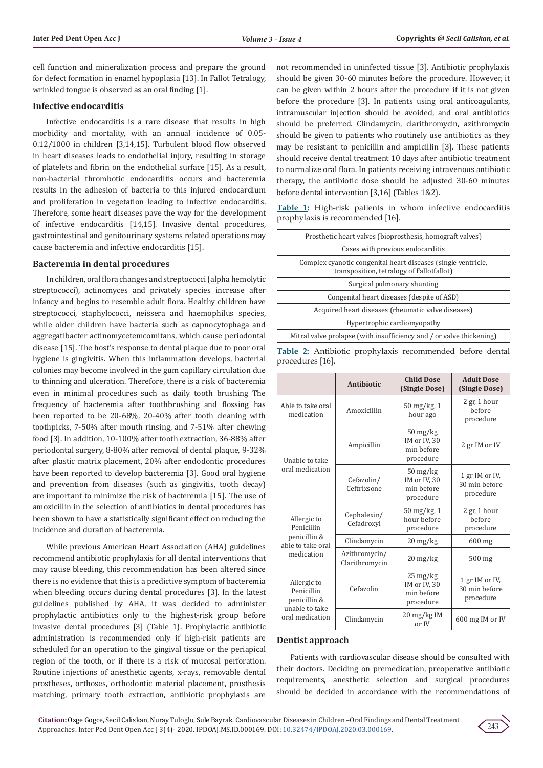cell function and mineralization process and prepare the ground for defect formation in enamel hypoplasia [13]. In Fallot Tetralogy, wrinkled tongue is observed as an oral finding [1].

### Infective endocarditis

Infective endocarditis is a rare disease that results in high morbidity and mortality, with an annual incidence of 0.05-0.12/1000 in children [3,14,15]. Turbulent blood flow observed in heart diseases leads to endothelial injury, resulting in storage of platelets and fibrin on the endothelial surface [15]. As a result, non-bacterial thrombotic endocarditis occurs and bacteremia results in the adhesion of bacteria to this injured endocardium and proliferation in vegetation leading to infective endocarditis. Therefore, some heart diseases pave the way for the development of infective endocarditis [14,15]. Invasive dental procedures, gastrointestinal and genitourinary systems related operations may cause bacteremia and infective endocarditis [15].

### Bacteremia in dental procedures

In children, oral flora changes and streptococci (alpha hemolytic streptococci), actinomyces and privately species increase after infancy and begins to resemble adult flora. Healthy children have streptococci, staphylococci, neissera and haemophilus species, while older children have bacteria such as capnocytophaga and aggregatibacter actinomycetemcomitans, which cause periodontal disease [15]. The host's response to dental plaque due to poor oral hygiene is gingivitis. When this inflammation develops, bacterial colonies may become involved in the gum capillary circulation due to thinning and ulceration. Therefore, there is a risk of bacteremia even in minimal procedures such as daily tooth brushing The frequency of bacteremia after toothbrushing and flossing has been reported to be 20-68%, 20-40% after tooth cleaning with toothpicks, 7-50% after mouth rinsing, and 7-51% after chewing food [3]. In addition, 10-100% after tooth extraction, 36-88% after periodontal surgery, 8-80% after removal of dental plaque, 9-32% after plastic matrix placement, 20% after endodontic procedures have been reported to develop bacteremia [3]. Good oral hygiene and prevention from diseases (such as gingivitis, tooth decay) are important to minimize the risk of bacteremia [15]. The use of amoxicillin in the selection of antibiotics in dental procedures has been shown to have a statistically significant effect on reducing the incidence and duration of bacteremia.

While previous American Heart Association (AHA) guidelines recommend antibiotic prophylaxis for all dental interventions that may cause bleeding, this recommendation has been altered since there is no evidence that this is a predictive symptom of bacteremia when bleeding occurs during dental procedures [3]. In the latest guidelines published by AHA, it was decided to administer prophylactic antibiotics only to the highest-risk group before invasive dental procedures [3] (Table 1). Prophylactic antibiotic administration is recommended only if high-risk patients are scheduled for an operation to the gingival tissue or the periapical region of the tooth, or if there is a risk of mucosal perforation. Routine injections of anesthetic agents, x-rays, removable dental prostheses, orthoses, orthodontic material placement, prosthesis matching, primary tooth extraction, antibiotic prophylaxis are not recommended in uninfected tissue [3]. Antibiotic prophylaxis should be given 30-60 minutes before the procedure. However, it can be given within 2 hours after the procedure if it is not given before the procedure [3]. In patients using oral anticoagulants, intramuscular injection should be avoided, and oral antibiotics should be preferred. Clindamycin, clarithromycin, azithromycin should be given to patients who routinely use antibiotics as they may be resistant to penicillin and ampicillin [3]. These patients should receive dental treatment 10 days after antibiotic treatment to normalize oral flora. In patients receiving intravenous antibiotic therapy, the antibiotic dose should be adjusted 30-60 minutes before dental intervention [3,16] (Tables 1&2).

**Table 1:** High-risk patients in whom infective endocarditis prophylaxis is recommended [16].

| |
|---|
| Prosthetic heart valves (bioprosthesis, homograft valves) |
| Cases with previous endocarditis |
| Complex cyanotic congenital heart diseases (single ventricle, transposition, tetralogy of Fallottalot) |
| Surgical pulmonary shunting |
| Congenital heart diseases (despite of ASD) |
| Acquired heart diseases (rheumatic valve diseases) |
| Hypertrophic cardiomyopathy |
| Mitral valve prolapse (with insufficiency and / or valve thickening) |

**Table 2:** Antibiotic prophylaxis recommended before dental procedures [16].

| | Antibiotic | Child Dose (Single Dose) | Adult Dose (Single Dose) |
|---|---|---|---|
| Able to take oral medication | Amoxicillin | 50 mg/kg, 1 hour ago | 2 gr, 1 hour before procedure |
| Unable to take oral medication | Ampicillin | 50 mg/kg IM or IV, 30 min before procedure | 2 gr IM or IV |
| | Cefazolin/ Ceftrixsone | 50 mg/kg IM or IV, 30 min before procedure | 1 gr IM or IV, 30 min before procedure |
| Allergic to Penicillin penicillin & able to take oral medication | Cephalexin/ Cefadroxyl | 50 mg/kg, 1 hour before procedure | 2 gr, 1 hour before procedure |
| | Clindamycin | 20 mg/kg | 600 mg |
| | Azithromycin/ Clarithromycin | 20 mg/kg | 500 mg |
| Allergic to Penicillin penicillin & unable to take oral medication | Cefazolin | 25 mg/kg IM or IV, 30 min before procedure | 1 gr IM or IV, 30 min before procedure |
| | Clindamycin | 20 mg/kg IM or IV | 600 mg IM or IV |

### Dentist approach

Patients with cardiovascular disease should be consulted with their doctors. Deciding on premedication, preoperative antibiotic requirements, anesthetic selection and surgical procedures should be decided in accordance with the recommendations of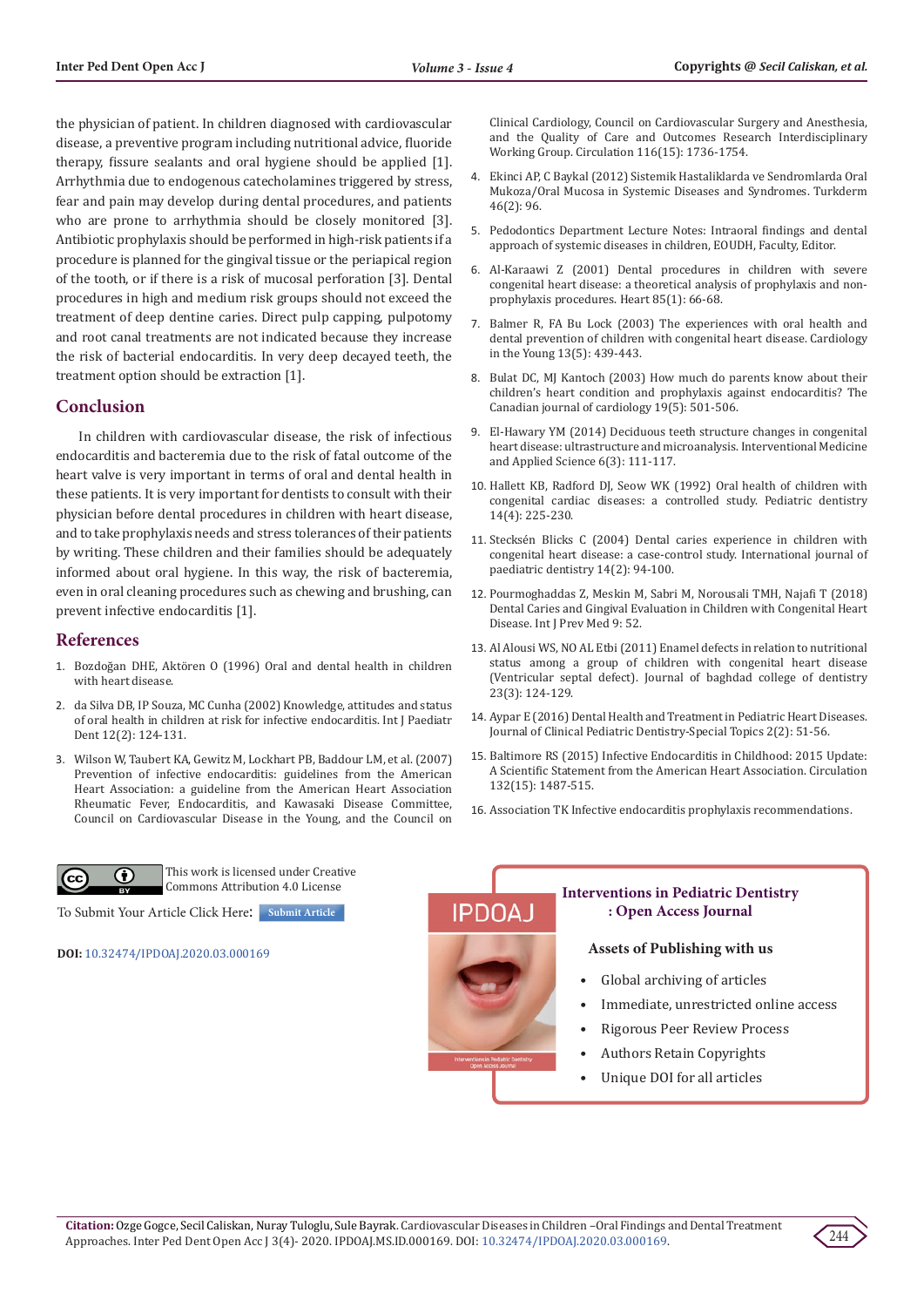the physician of patient. In children diagnosed with cardiovascular disease, a preventive program including nutritional advice, fluoride therapy, fissure sealants and oral hygiene should be applied [1]. Arrhythmia due to endogenous catecholamines triggered by stress, fear and pain may develop during dental procedures, and patients who are prone to arrhythmia should be closely monitored [3]. Antibiotic prophylaxis should be performed in high-risk patients if a procedure is planned for the gingival tissue or the periapical region of the tooth, or if there is a risk of mucosal perforation [3]. Dental procedures in high and medium risk groups should not exceed the treatment of deep dentine caries. Direct pulp capping, pulpotomy and root canal treatments are not indicated because they increase the risk of bacterial endocarditis. In very deep decayed teeth, the treatment option should be extraction [1].

## Conclusion

In children with cardiovascular disease, the risk of infectious endocarditis and bacteremia due to the risk of fatal outcome of the heart valve is very important in terms of oral and dental health in these patients. It is very important for dentists to consult with their physician before dental procedures in children with heart disease, and to take prophylaxis needs and stress tolerances of their patients by writing. These children and their families should be adequately informed about oral hygiene. In this way, the risk of bacteremia, even in oral cleaning procedures such as chewing and brushing, can prevent infective endocarditis [1].

## References

1. Bozdoğan DHE, Aktören O (1996) Oral and dental health in children with heart disease.
2. da Silva DB, IP Souza, MC Cunha (2002) Knowledge, attitudes and status of oral health in children at risk for infective endocarditis. Int J Paediatr Dent 12(2): 124-131.
3. Wilson W, Taubert KA, Gewitz M, Lockhart PB, Baddour LM, et al. (2007) Prevention of infective endocarditis: guidelines from the American Heart Association: a guideline from the American Heart Association Rheumatic Fever, Endocarditis, and Kawasaki Disease Committee, Council on Cardiovascular Disease in the Young, and the Council on Clinical Cardiology, Council on Cardiovascular Surgery and Anesthesia, and the Quality of Care and Outcomes Research Interdisciplinary Working Group. Circulation 116(15): 1736-1754.
4. Ekinci AP, C Baykal (2012) Sistemik Hastaliklarda ve Sendromlarda Oral Mukoza/Oral Mucosa in Systemic Diseases and Syndromes. Turkderm 46(2): 96.
5. Pedodontics Department Lecture Notes: Intraoral findings and dental approach of systemic diseases in children, EOUDH, Faculty, Editor.
6. Al-Karaawi Z (2001) Dental procedures in children with severe congenital heart disease: a theoretical analysis of prophylaxis and non-prophylaxis procedures. Heart 85(1): 66-68.
7. Balmer R, FA Bu Lock (2003) The experiences with oral health and dental prevention of children with congenital heart disease. Cardiology in the Young 13(5): 439-443.
8. Bulat DC, MJ Kantoch (2003) How much do parents know about their children's heart condition and prophylaxis against endocarditis? The Canadian journal of cardiology 19(5): 501-506.
9. El-Hawary YM (2014) Deciduous teeth structure changes in congenital heart disease: ultrastructure and microanalysis. Interventional Medicine and Applied Science 6(3): 111-117.
10. Hallett KB, Radford DJ, Seow WK (1992) Oral health of children with congenital cardiac diseases: a controlled study. Pediatric dentistry 14(4): 225-230.
11. Stecksén Blicks C (2004) Dental caries experience in children with congenital heart disease: a case-control study. International journal of paediatric dentistry 14(2): 94-100.
12. Pourmoghaddas Z, Meskin M, Sabri M, Norousali TMH, Najafi T (2018) Dental Caries and Gingival Evaluation in Children with Congenital Heart Disease. Int J Prev Med 9: 52.
13. Al Alousi WS, NO AL Etbi (2011) Enamel defects in relation to nutritional status among a group of children with congenital heart disease (Ventricular septal defect). Journal of baghdad college of dentistry 23(3): 124-129.
14. Aypar E (2016) Dental Health and Treatment in Pediatric Heart Diseases. Journal of Clinical Pediatric Dentistry-Special Topics 2(2): 51-56.
15. Baltimore RS (2015) Infective Endocarditis in Childhood: 2015 Update: A Scientific Statement from the American Heart Association. Circulation 132(15): 1487-515.
16. Association TK Infective endocarditis prophylaxis recommendations.

This work is licensed under Creative Commons Attribution 4.0 License

To Submit Your Article Click Here: Submit Article

**DOI:** 10.32474/IPDOAJ.2020.03.000169

**Interventions in Pediatric Dentistry : Open Access Journal**

**Assets of Publishing with us**

- Global archiving of articles
- Immediate, unrestricted online access
- Rigorous Peer Review Process
- Authors Retain Copyrights
- Unique DOI for all articles

**Citation:** Ozge Gogce, Secil Caliskan, Nuray Tuloglu, Sule Bayrak. Cardiovascular Diseases in Children –Oral Findings and Dental Treatment Approaches. Inter Ped Dent Open Acc J 3(4)- 2020. IPDOAJ.MS.ID.000169. DOI: 10.32474/IPDOAJ.2020.03.000169.